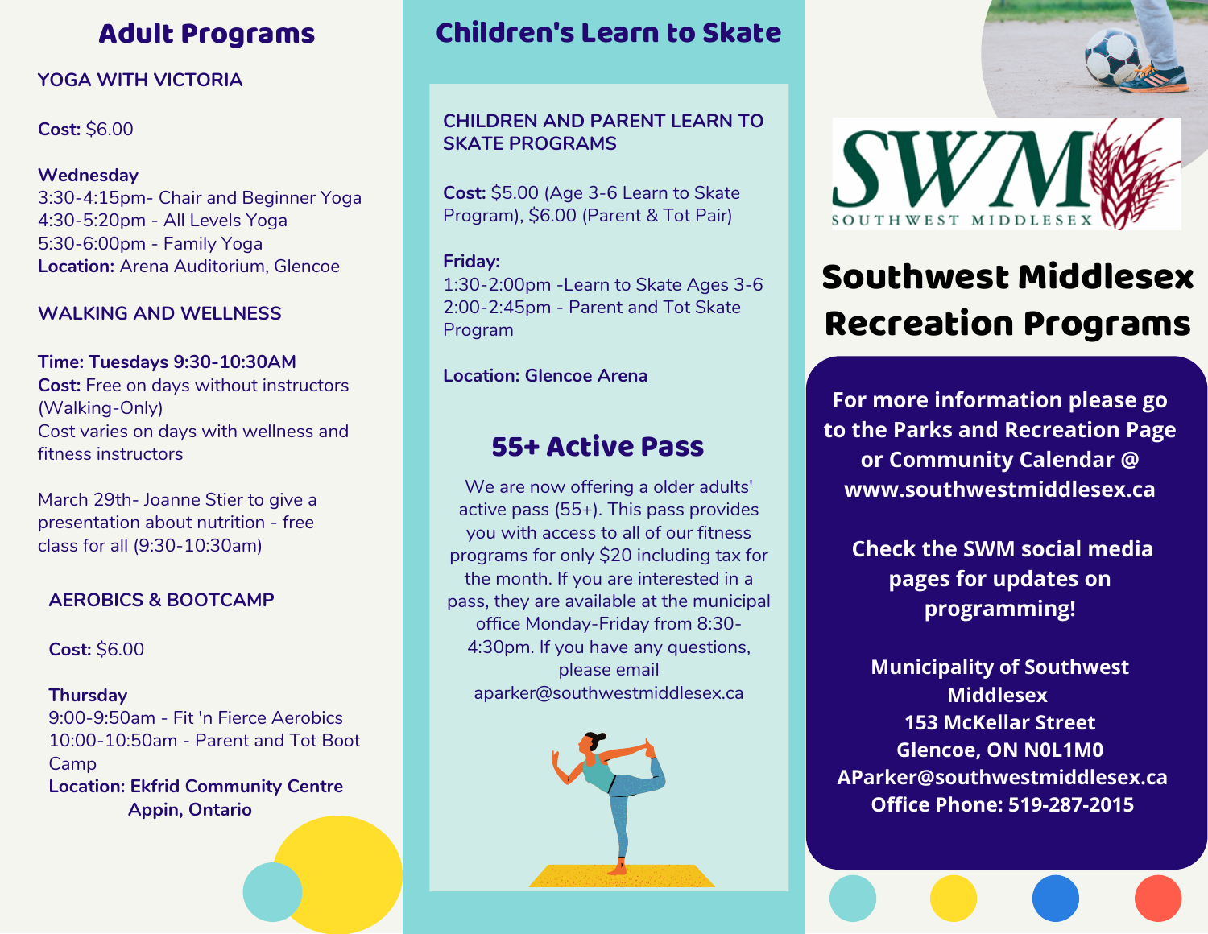## Adult Programs

### YOGA WITH VICTORIA

**Cost:** $6.00

**Wednesday**
3:30-4:15pm- Chair and Beginner Yoga
4:30-5:20pm - All Levels Yoga
5:30-6:00pm - Family Yoga
**Location:** Arena Auditorium, Glencoe

### WALKING AND WELLNESS

**Time: Tuesdays 9:30-10:30AM**
**Cost:** Free on days without instructors (Walking-Only)
Cost varies on days with wellness and fitness instructors

March 29th- Joanne Stier to give a presentation about nutrition - free class for all (9:30-10:30am)

### AEROBICS & BOOTCAMP

**Cost:** $6.00

**Thursday**
9:00-9:50am - Fit 'n Fierce Aerobics
10:00-10:50am - Parent and Tot Boot Camp
**Location: Ekfrid Community Centre Appin, Ontario**

## Children's Learn to Skate

### CHILDREN AND PARENT LEARN TO SKATE PROGRAMS

**Cost:** $5.00 (Age 3-6 Learn to Skate Program), $6.00 (Parent & Tot Pair)

**Friday:**
1:30-2:00pm -Learn to Skate Ages 3-6
2:00-2:45pm - Parent and Tot Skate Program

**Location: Glencoe Arena**

## 55+ Active Pass

We are now offering a older adults' active pass (55+). This pass provides you with access to all of our fitness programs for only $20 including tax for the month. If you are interested in a pass, they are available at the municipal office Monday-Friday from 8:30-4:30pm. If you have any questions, please email aparker@southwestmiddlesex.ca

SWM
SOUTHWEST MIDDLESEX

# Southwest Middlesex Recreation Programs

**For more information please go to the Parks and Recreation Page or Community Calendar @ www.southwestmiddlesex.ca**

**Check the SWM social media pages for updates on programming!**

**Municipality of Southwest Middlesex**
**153 McKellar Street**
**Glencoe, ON N0L1M0**
**AParker@southwestmiddlesex.ca**
**Office Phone: 519-287-2015**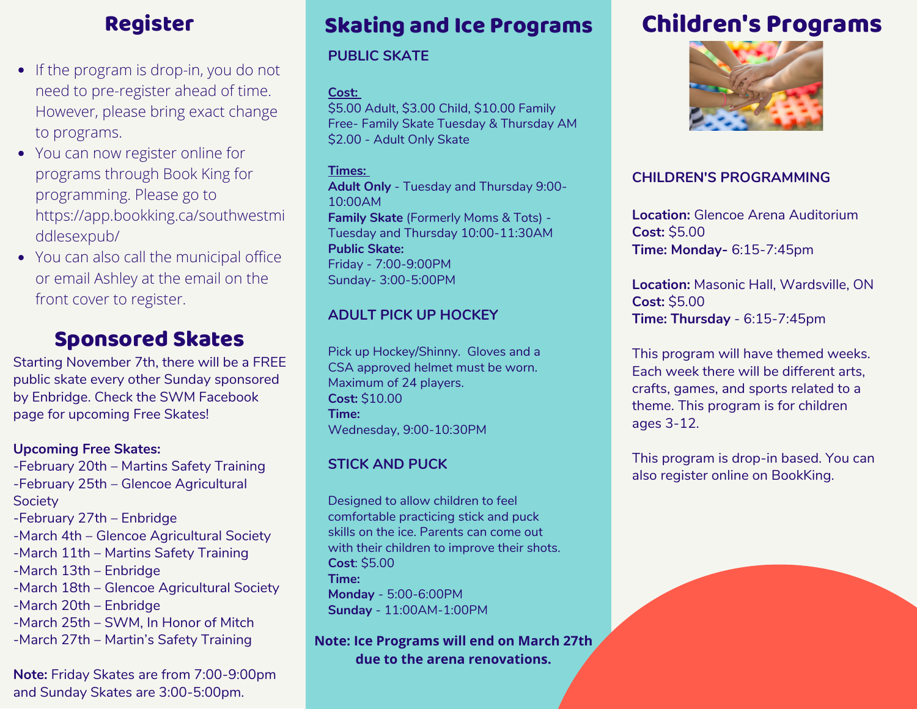## Register

- If the program is drop-in, you do not need to pre-register ahead of time. However, please bring exact change to programs.
- You can now register online for programs through Book King for programming. Please go to https://app.bookking.ca/southwestmiddlesexpub/
- You can also call the municipal office or email Ashley at the email on the front cover to register.

## Sponsored Skates

Starting November 7th, there will be a FREE public skate every other Sunday sponsored by Enbridge. Check the SWM Facebook page for upcoming Free Skates!

**Upcoming Free Skates:**
-February 20th – Martins Safety Training
-February 25th – Glencoe Agricultural Society
-February 27th – Enbridge
-March 4th – Glencoe Agricultural Society
-March 11th – Martins Safety Training
-March 13th – Enbridge
-March 18th – Glencoe Agricultural Society
-March 20th – Enbridge
-March 25th – SWM, In Honor of Mitch
-March 27th – Martin's Safety Training

**Note:** Friday Skates are from 7:00-9:00pm and Sunday Skates are 3:00-5:00pm.

## Skating and Ice Programs

### PUBLIC SKATE

**Cost:**
$5.00 Adult, $3.00 Child, $10.00 Family
Free- Family Skate Tuesday & Thursday AM
$2.00 - Adult Only Skate

**Times:**
**Adult Only** - Tuesday and Thursday 9:00-10:00AM
**Family Skate** (Formerly Moms & Tots) - Tuesday and Thursday 10:00-11:30AM
**Public Skate:**
Friday - 7:00-9:00PM
Sunday- 3:00-5:00PM

### ADULT PICK UP HOCKEY

Pick up Hockey/Shinny. Gloves and a CSA approved helmet must be worn. Maximum of 24 players.
**Cost:** $10.00
**Time:**
Wednesday, 9:00-10:30PM

### STICK AND PUCK

Designed to allow children to feel comfortable practicing stick and puck skills on the ice. Parents can come out with their children to improve their shots.
**Cost**: $5.00
**Time:**
**Monday** - 5:00-6:00PM
**Sunday** - 11:00AM-1:00PM

**Note: Ice Programs will end on March 27th due to the arena renovations.**

## Children's Programs

### CHILDREN'S PROGRAMMING

**Location:** Glencoe Arena Auditorium
**Cost:** $5.00
**Time: Monday-** 6:15-7:45pm

**Location:** Masonic Hall, Wardsville, ON
**Cost:** $5.00
**Time: Thursday** - 6:15-7:45pm

This program will have themed weeks. Each week there will be different arts, crafts, games, and sports related to a theme. This program is for children ages 3-12.

This program is drop-in based. You can also register online on BookKing.